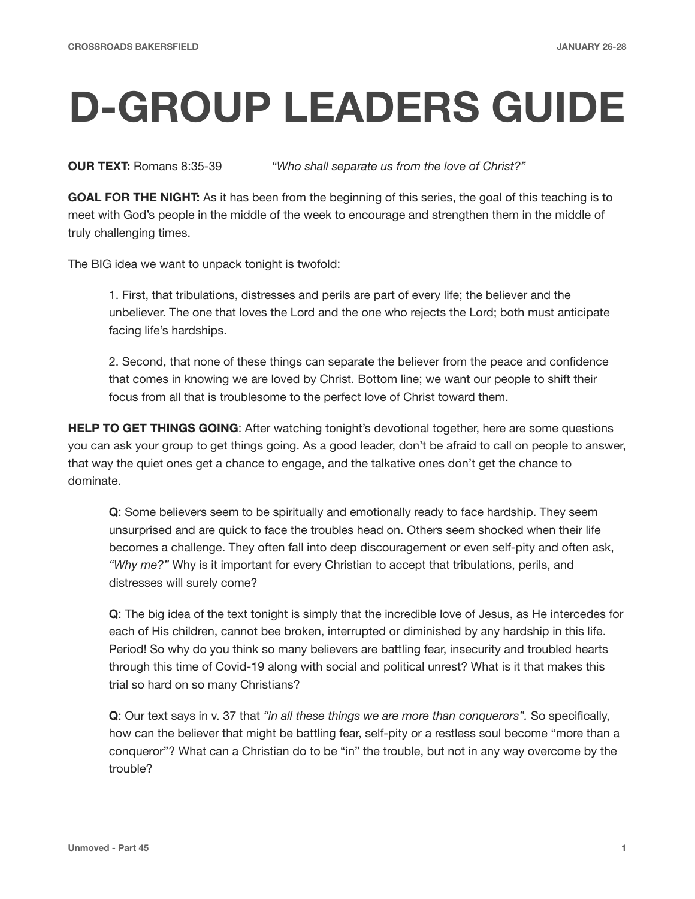# D-GROUP LEADERS GUIDE

**OUR TEXT:** Romans 8:35-39 *"Who shall separate us from the love of Christ?"*

**GOAL FOR THE NIGHT:** As it has been from the beginning of this series, the goal of this teaching is to meet with God's people in the middle of the week to encourage and strengthen them in the middle of truly challenging times.

The BIG idea we want to unpack tonight is twofold:

> 1. First, that tribulations, distresses and perils are part of every life; the believer and the unbeliever. The one that loves the Lord and the one who rejects the Lord; both must anticipate facing life's hardships.
>
> 2. Second, that none of these things can separate the believer from the peace and confidence that comes in knowing we are loved by Christ. Bottom line; we want our people to shift their focus from all that is troublesome to the perfect love of Christ toward them.

**HELP TO GET THINGS GOING**: After watching tonight's devotional together, here are some questions you can ask your group to get things going. As a good leader, don't be afraid to call on people to answer, that way the quiet ones get a chance to engage, and the talkative ones don't get the chance to dominate.

> **Q**: Some believers seem to be spiritually and emotionally ready to face hardship. They seem unsurprised and are quick to face the troubles head on. Others seem shocked when their life becomes a challenge. They often fall into deep discouragement or even self-pity and often ask, *"Why me?"* Why is it important for every Christian to accept that tribulations, perils, and distresses will surely come?
>
> **Q**: The big idea of the text tonight is simply that the incredible love of Jesus, as He intercedes for each of His children, cannot bee broken, interrupted or diminished by any hardship in this life. Period! So why do you think so many believers are battling fear, insecurity and troubled hearts through this time of Covid-19 along with social and political unrest? What is it that makes this trial so hard on so many Christians?
>
> **Q**: Our text says in v. 37 that *"in all these things we are more than conquerors".* So specifically, how can the believer that might be battling fear, self-pity or a restless soul become "more than a conqueror"? What can a Christian do to be "in" the trouble, but not in any way overcome by the trouble?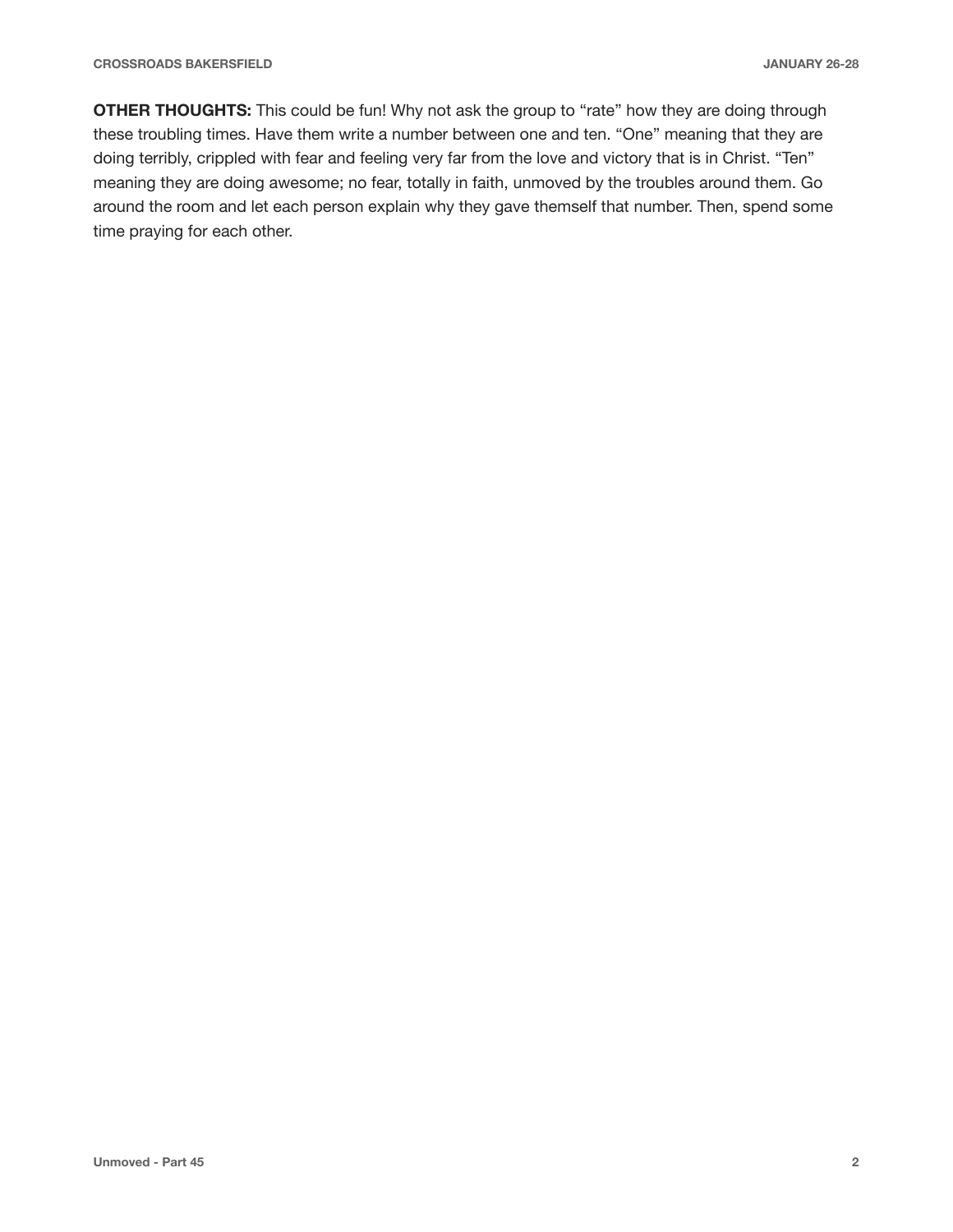**OTHER THOUGHTS:** This could be fun! Why not ask the group to "rate" how they are doing through these troubling times. Have them write a number between one and ten. "One" meaning that they are doing terribly, crippled with fear and feeling very far from the love and victory that is in Christ. "Ten" meaning they are doing awesome; no fear, totally in faith, unmoved by the troubles around them. Go around the room and let each person explain why they gave themself that number. Then, spend some time praying for each other.